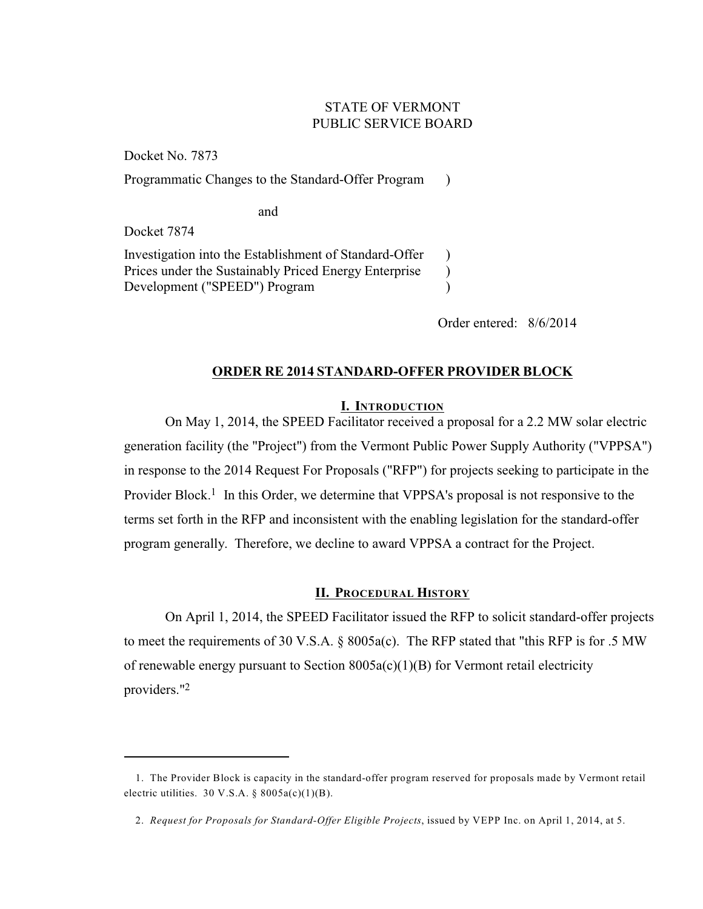STATE OF VERMONT
PUBLIC SERVICE BOARD

Docket No. 7873

Programmatic Changes to the Standard-Offer Program )

and

Docket 7874

Investigation into the Establishment of Standard-Offer Prices under the Sustainably Priced Energy Enterprise Development ("SPEED") Program )

Order entered: 8/6/2014

## ORDER RE 2014 STANDARD-OFFER PROVIDER BLOCK

### I. Introduction

On May 1, 2014, the SPEED Facilitator received a proposal for a 2.2 MW solar electric generation facility (the "Project") from the Vermont Public Power Supply Authority ("VPPSA") in response to the 2014 Request For Proposals ("RFP") for projects seeking to participate in the Provider Block.[1] In this Order, we determine that VPPSA's proposal is not responsive to the terms set forth in the RFP and inconsistent with the enabling legislation for the standard-offer program generally. Therefore, we decline to award VPPSA a contract for the Project.

### II. Procedural History

On April 1, 2014, the SPEED Facilitator issued the RFP to solicit standard-offer projects to meet the requirements of 30 V.S.A. § 8005a(c). The RFP stated that "this RFP is for .5 MW of renewable energy pursuant to Section 8005a(c)(1)(B) for Vermont retail electricity providers."[2]

---

1. The Provider Block is capacity in the standard-offer program reserved for proposals made by Vermont retail electric utilities. 30 V.S.A. § 8005a(c)(1)(B).

2. *Request for Proposals for Standard-Offer Eligible Projects*, issued by VEPP Inc. on April 1, 2014, at 5.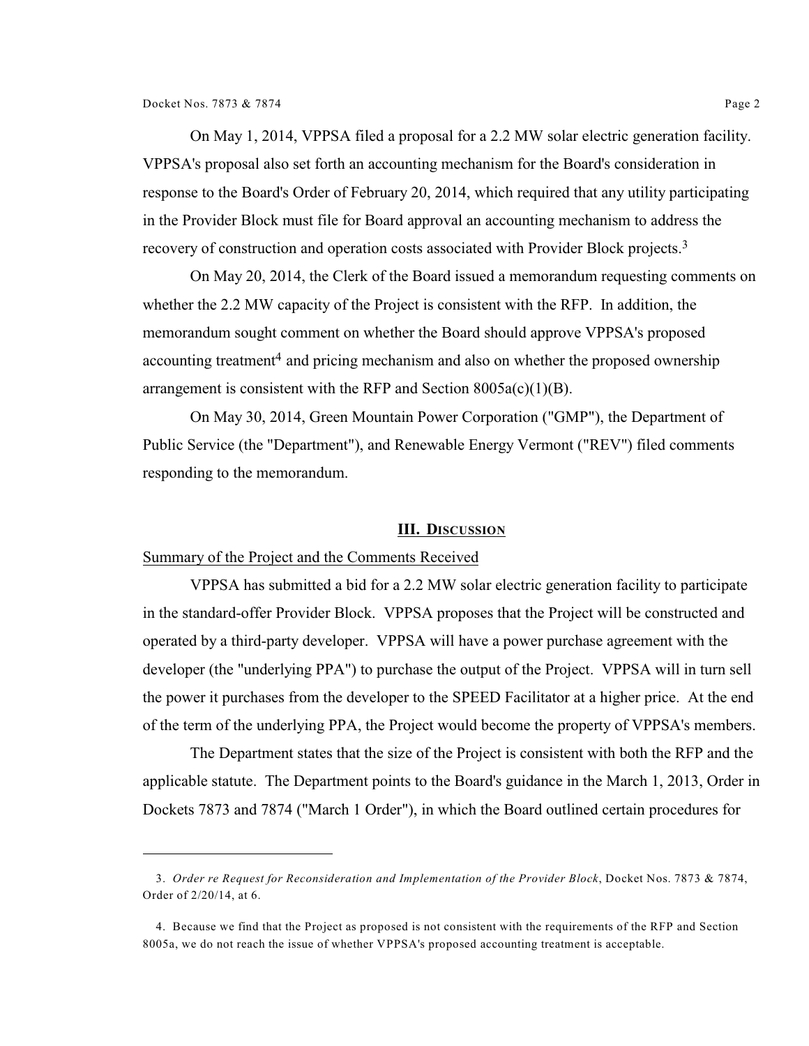On May 1, 2014, VPPSA filed a proposal for a 2.2 MW solar electric generation facility. VPPSA's proposal also set forth an accounting mechanism for the Board's consideration in response to the Board's Order of February 20, 2014, which required that any utility participating in the Provider Block must file for Board approval an accounting mechanism to address the recovery of construction and operation costs associated with Provider Block projects.[3]

On May 20, 2014, the Clerk of the Board issued a memorandum requesting comments on whether the 2.2 MW capacity of the Project is consistent with the RFP. In addition, the memorandum sought comment on whether the Board should approve VPPSA's proposed accounting treatment[4] and pricing mechanism and also on whether the proposed ownership arrangement is consistent with the RFP and Section 8005a(c)(1)(B).

On May 30, 2014, Green Mountain Power Corporation ("GMP"), the Department of Public Service (the "Department"), and Renewable Energy Vermont ("REV") filed comments responding to the memorandum.

## III. Discussion

Summary of the Project and the Comments Received

VPPSA has submitted a bid for a 2.2 MW solar electric generation facility to participate in the standard-offer Provider Block. VPPSA proposes that the Project will be constructed and operated by a third-party developer. VPPSA will have a power purchase agreement with the developer (the "underlying PPA") to purchase the output of the Project. VPPSA will in turn sell the power it purchases from the developer to the SPEED Facilitator at a higher price. At the end of the term of the underlying PPA, the Project would become the property of VPPSA's members.

The Department states that the size of the Project is consistent with both the RFP and the applicable statute. The Department points to the Board's guidance in the March 1, 2013, Order in Dockets 7873 and 7874 ("March 1 Order"), in which the Board outlined certain procedures for

---

3. *Order re Request for Reconsideration and Implementation of the Provider Block*, Docket Nos. 7873 & 7874, Order of 2/20/14, at 6.

4. Because we find that the Project as proposed is not consistent with the requirements of the RFP and Section 8005a, we do not reach the issue of whether VPPSA's proposed accounting treatment is acceptable.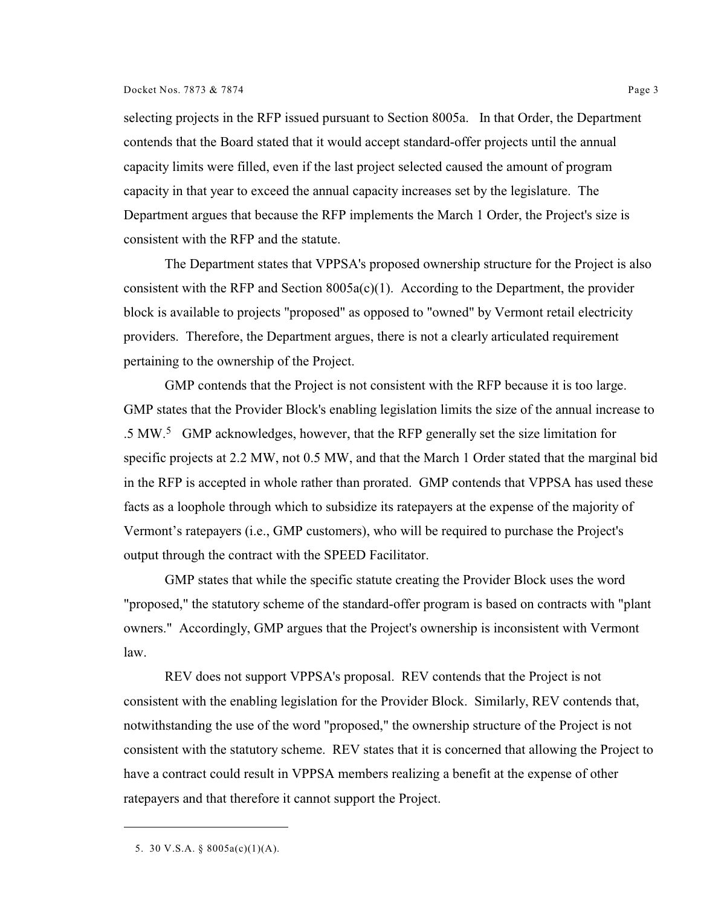selecting projects in the RFP issued pursuant to Section 8005a. In that Order, the Department contends that the Board stated that it would accept standard-offer projects until the annual capacity limits were filled, even if the last project selected caused the amount of program capacity in that year to exceed the annual capacity increases set by the legislature. The Department argues that because the RFP implements the March 1 Order, the Project's size is consistent with the RFP and the statute.

The Department states that VPPSA's proposed ownership structure for the Project is also consistent with the RFP and Section 8005a(c)(1). According to the Department, the provider block is available to projects "proposed" as opposed to "owned" by Vermont retail electricity providers. Therefore, the Department argues, there is not a clearly articulated requirement pertaining to the ownership of the Project.

GMP contends that the Project is not consistent with the RFP because it is too large. GMP states that the Provider Block's enabling legislation limits the size of the annual increase to .5 MW.[5] GMP acknowledges, however, that the RFP generally set the size limitation for specific projects at 2.2 MW, not 0.5 MW, and that the March 1 Order stated that the marginal bid in the RFP is accepted in whole rather than prorated. GMP contends that VPPSA has used these facts as a loophole through which to subsidize its ratepayers at the expense of the majority of Vermont's ratepayers (i.e., GMP customers), who will be required to purchase the Project's output through the contract with the SPEED Facilitator.

GMP states that while the specific statute creating the Provider Block uses the word "proposed," the statutory scheme of the standard-offer program is based on contracts with "plant owners." Accordingly, GMP argues that the Project's ownership is inconsistent with Vermont law.

REV does not support VPPSA's proposal. REV contends that the Project is not consistent with the enabling legislation for the Provider Block. Similarly, REV contends that, notwithstanding the use of the word "proposed," the ownership structure of the Project is not consistent with the statutory scheme. REV states that it is concerned that allowing the Project to have a contract could result in VPPSA members realizing a benefit at the expense of other ratepayers and that therefore it cannot support the Project.

---

5. 30 V.S.A. § 8005a(c)(1)(A).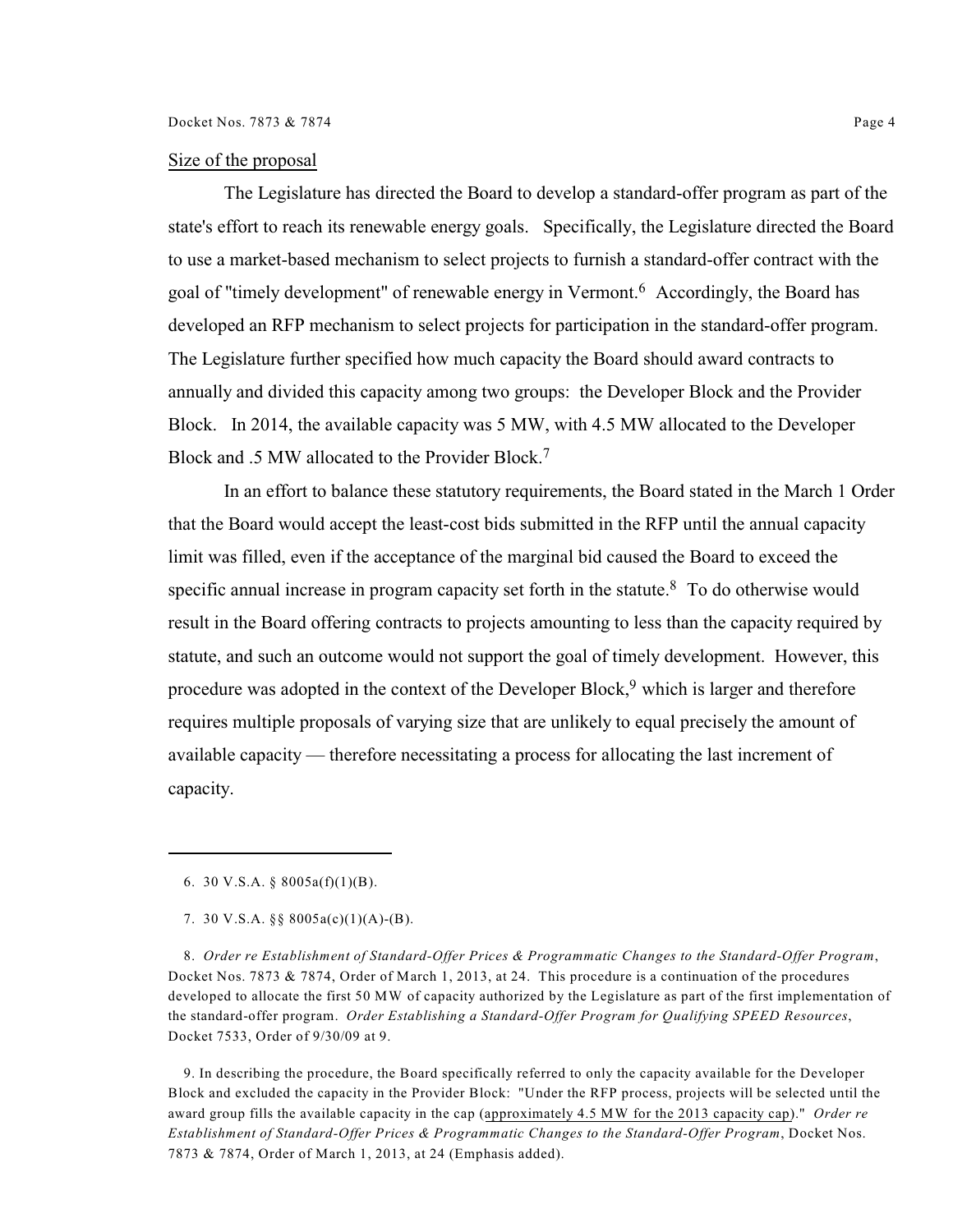<u>Size of the proposal</u>

The Legislature has directed the Board to develop a standard-offer program as part of the state's effort to reach its renewable energy goals. Specifically, the Legislature directed the Board to use a market-based mechanism to select projects to furnish a standard-offer contract with the goal of "timely development" of renewable energy in Vermont.[6] Accordingly, the Board has developed an RFP mechanism to select projects for participation in the standard-offer program. The Legislature further specified how much capacity the Board should award contracts to annually and divided this capacity among two groups: the Developer Block and the Provider Block. In 2014, the available capacity was 5 MW, with 4.5 MW allocated to the Developer Block and .5 MW allocated to the Provider Block.[7]

In an effort to balance these statutory requirements, the Board stated in the March 1 Order that the Board would accept the least-cost bids submitted in the RFP until the annual capacity limit was filled, even if the acceptance of the marginal bid caused the Board to exceed the specific annual increase in program capacity set forth in the statute.[8] To do otherwise would result in the Board offering contracts to projects amounting to less than the capacity required by statute, and such an outcome would not support the goal of timely development. However, this procedure was adopted in the context of the Developer Block,[9] which is larger and therefore requires multiple proposals of varying size that are unlikely to equal precisely the amount of available capacity — therefore necessitating a process for allocating the last increment of capacity.

---

6. 30 V.S.A. § 8005a(f)(1)(B).

7. 30 V.S.A. §§ 8005a(c)(1)(A)-(B).

8. *Order re Establishment of Standard-Offer Prices & Programmatic Changes to the Standard-Offer Program*, Docket Nos. 7873 & 7874, Order of March 1, 2013, at 24. This procedure is a continuation of the procedures developed to allocate the first 50 MW of capacity authorized by the Legislature as part of the first implementation of the standard-offer program. *Order Establishing a Standard-Offer Program for Qualifying SPEED Resources*, Docket 7533, Order of 9/30/09 at 9.

9. In describing the procedure, the Board specifically referred to only the capacity available for the Developer Block and excluded the capacity in the Provider Block: "Under the RFP process, projects will be selected until the award group fills the available capacity in the cap (<u>approximately 4.5 MW for the 2013 capacity cap</u>)." *Order re Establishment of Standard-Offer Prices & Programmatic Changes to the Standard-Offer Program*, Docket Nos. 7873 & 7874, Order of March 1, 2013, at 24 (Emphasis added).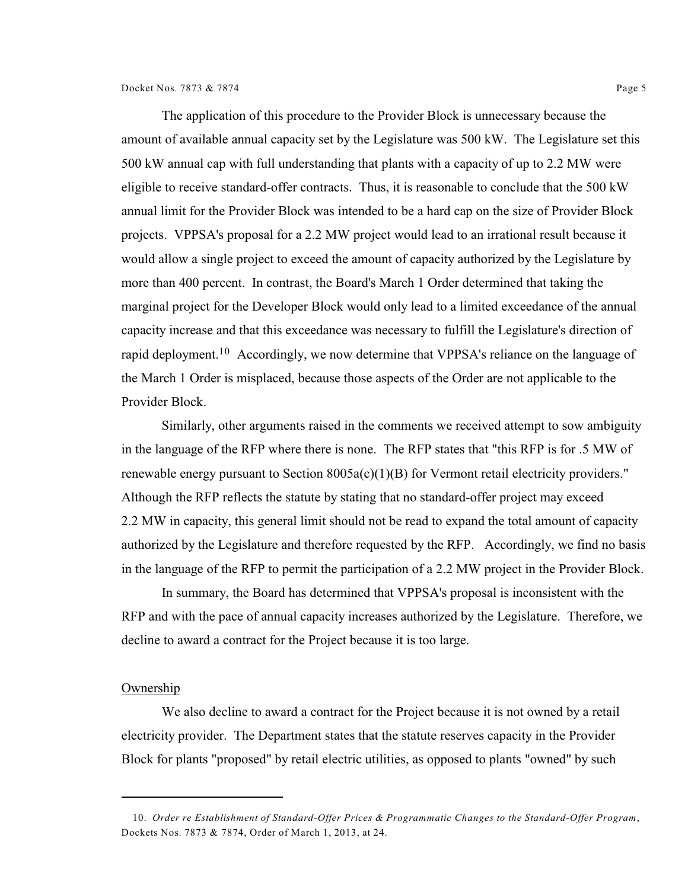The application of this procedure to the Provider Block is unnecessary because the amount of available annual capacity set by the Legislature was 500 kW. The Legislature set this 500 kW annual cap with full understanding that plants with a capacity of up to 2.2 MW were eligible to receive standard-offer contracts. Thus, it is reasonable to conclude that the 500 kW annual limit for the Provider Block was intended to be a hard cap on the size of Provider Block projects. VPPSA's proposal for a 2.2 MW project would lead to an irrational result because it would allow a single project to exceed the amount of capacity authorized by the Legislature by more than 400 percent. In contrast, the Board's March 1 Order determined that taking the marginal project for the Developer Block would only lead to a limited exceedance of the annual capacity increase and that this exceedance was necessary to fulfill the Legislature's direction of rapid deployment.[10] Accordingly, we now determine that VPPSA's reliance on the language of the March 1 Order is misplaced, because those aspects of the Order are not applicable to the Provider Block.

Similarly, other arguments raised in the comments we received attempt to sow ambiguity in the language of the RFP where there is none. The RFP states that "this RFP is for .5 MW of renewable energy pursuant to Section 8005a(c)(1)(B) for Vermont retail electricity providers." Although the RFP reflects the statute by stating that no standard-offer project may exceed 2.2 MW in capacity, this general limit should not be read to expand the total amount of capacity authorized by the Legislature and therefore requested by the RFP. Accordingly, we find no basis in the language of the RFP to permit the participation of a 2.2 MW project in the Provider Block.

In summary, the Board has determined that VPPSA's proposal is inconsistent with the RFP and with the pace of annual capacity increases authorized by the Legislature. Therefore, we decline to award a contract for the Project because it is too large.

## Ownership

We also decline to award a contract for the Project because it is not owned by a retail electricity provider. The Department states that the statute reserves capacity in the Provider Block for plants "proposed" by retail electric utilities, as opposed to plants "owned" by such

---

10. *Order re Establishment of Standard-Offer Prices & Programmatic Changes to the Standard-Offer Program*, Dockets Nos. 7873 & 7874, Order of March 1, 2013, at 24.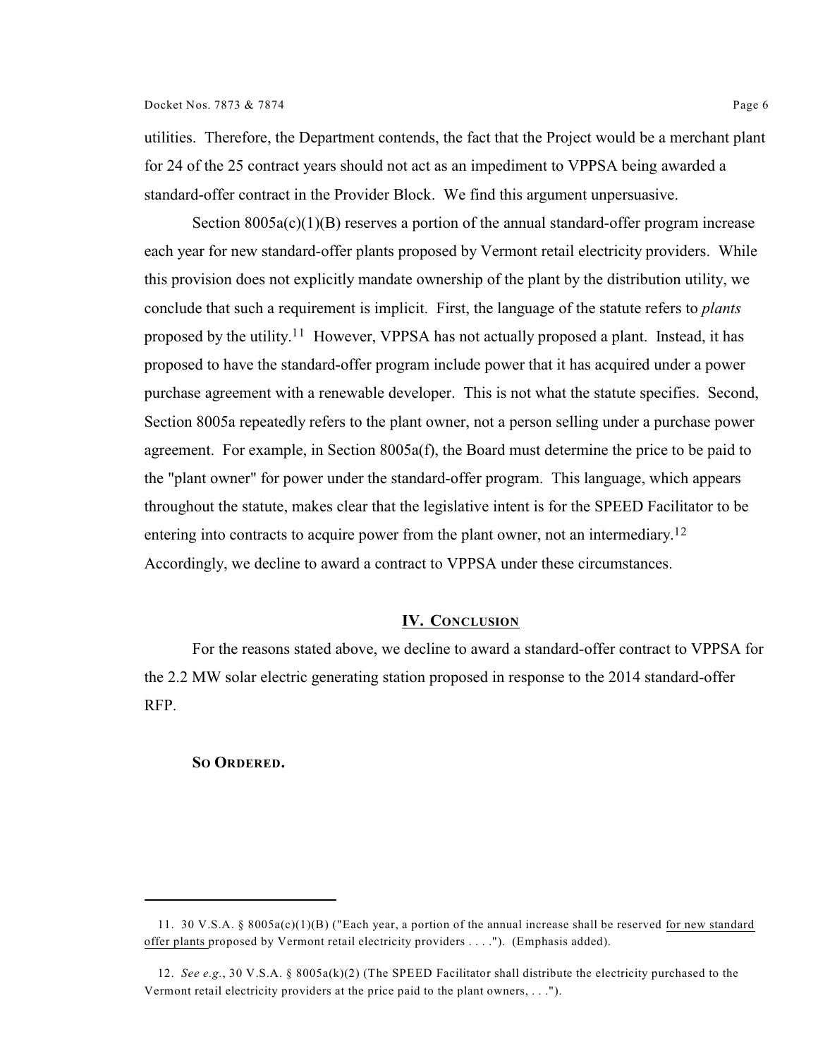utilities. Therefore, the Department contends, the fact that the Project would be a merchant plant for 24 of the 25 contract years should not act as an impediment to VPPSA being awarded a standard-offer contract in the Provider Block. We find this argument unpersuasive.

Section 8005a(c)(1)(B) reserves a portion of the annual standard-offer program increase each year for new standard-offer plants proposed by Vermont retail electricity providers. While this provision does not explicitly mandate ownership of the plant by the distribution utility, we conclude that such a requirement is implicit. First, the language of the statute refers to *plants* proposed by the utility.[11] However, VPPSA has not actually proposed a plant. Instead, it has proposed to have the standard-offer program include power that it has acquired under a power purchase agreement with a renewable developer. This is not what the statute specifies. Second, Section 8005a repeatedly refers to the plant owner, not a person selling under a purchase power agreement. For example, in Section 8005a(f), the Board must determine the price to be paid to the "plant owner" for power under the standard-offer program. This language, which appears throughout the statute, makes clear that the legislative intent is for the SPEED Facilitator to be entering into contracts to acquire power from the plant owner, not an intermediary.[12] Accordingly, we decline to award a contract to VPPSA under these circumstances.

## IV. Conclusion

For the reasons stated above, we decline to award a standard-offer contract to VPPSA for the 2.2 MW solar electric generating station proposed in response to the 2014 standard-offer RFP.

**So Ordered.**

---

11. 30 V.S.A. § 8005a(c)(1)(B) ("Each year, a portion of the annual increase shall be reserved for new standard offer plants proposed by Vermont retail electricity providers . . . ."). (Emphasis added).

12. *See e.g.*, 30 V.S.A. § 8005a(k)(2) (The SPEED Facilitator shall distribute the electricity purchased to the Vermont retail electricity providers at the price paid to the plant owners, . . .").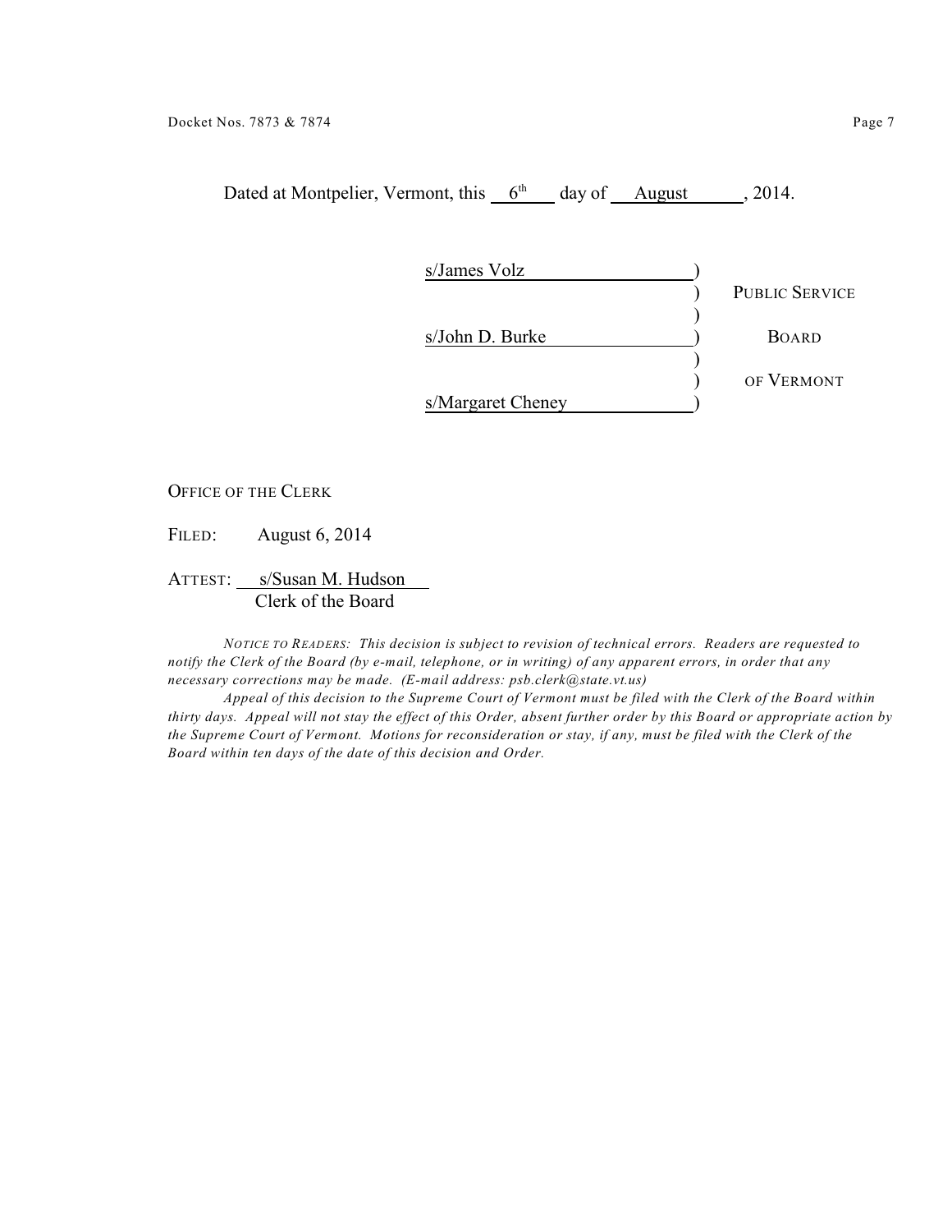Dated at Montpelier, Vermont, this 6th day of August, 2014.

| | |
|---|---|
| s/James Volz | PUBLIC SERVICE |
| s/John D. Burke | BOARD |
| s/Margaret Cheney | OF VERMONT |

OFFICE OF THE CLERK

FILED: August 6, 2014

ATTEST: s/Susan M. Hudson
Clerk of the Board

*NOTICE TO READERS: This decision is subject to revision of technical errors. Readers are requested to notify the Clerk of the Board (by e-mail, telephone, or in writing) of any apparent errors, in order that any necessary corrections may be made. (E-mail address: psb.clerk@state.vt.us)*

*Appeal of this decision to the Supreme Court of Vermont must be filed with the Clerk of the Board within thirty days. Appeal will not stay the effect of this Order, absent further order by this Board or appropriate action by the Supreme Court of Vermont. Motions for reconsideration or stay, if any, must be filed with the Clerk of the Board within ten days of the date of this decision and Order.*